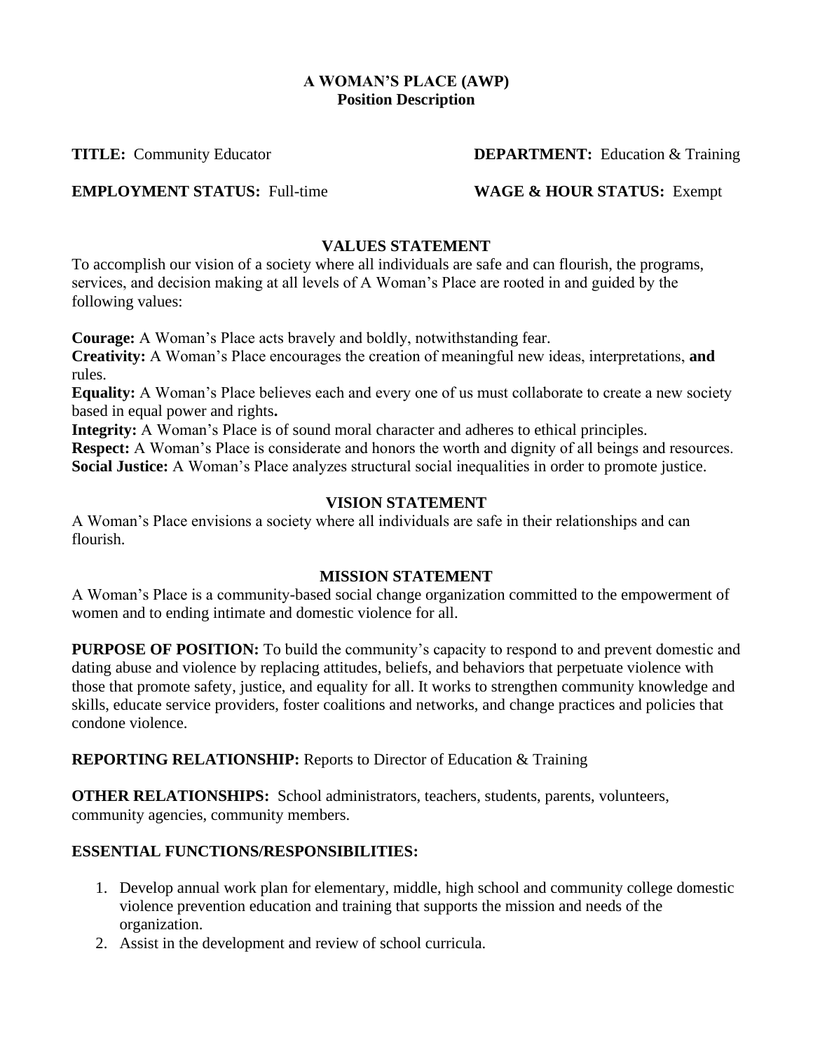# A WOMAN'S PLACE (AWP)
## Position Description

**TITLE:** Community Educator

**DEPARTMENT:** Education & Training

**EMPLOYMENT STATUS:** Full-time

**WAGE & HOUR STATUS:** Exempt

### VALUES STATEMENT

To accomplish our vision of a society where all individuals are safe and can flourish, the programs, services, and decision making at all levels of A Woman's Place are rooted in and guided by the following values:

**Courage:** A Woman's Place acts bravely and boldly, notwithstanding fear.
**Creativity:** A Woman's Place encourages the creation of meaningful new ideas, interpretations, **and** rules.
**Equality:** A Woman's Place believes each and every one of us must collaborate to create a new society based in equal power and rights**.**
**Integrity:** A Woman's Place is of sound moral character and adheres to ethical principles.
**Respect:** A Woman's Place is considerate and honors the worth and dignity of all beings and resources.
**Social Justice:** A Woman's Place analyzes structural social inequalities in order to promote justice.

### VISION STATEMENT

A Woman's Place envisions a society where all individuals are safe in their relationships and can flourish.

### MISSION STATEMENT

A Woman's Place is a community-based social change organization committed to the empowerment of women and to ending intimate and domestic violence for all.

**PURPOSE OF POSITION:** To build the community's capacity to respond to and prevent domestic and dating abuse and violence by replacing attitudes, beliefs, and behaviors that perpetuate violence with those that promote safety, justice, and equality for all. It works to strengthen community knowledge and skills, educate service providers, foster coalitions and networks, and change practices and policies that condone violence.

**REPORTING RELATIONSHIP:** Reports to Director of Education & Training

**OTHER RELATIONSHIPS:** School administrators, teachers, students, parents, volunteers, community agencies, community members.

**ESSENTIAL FUNCTIONS/RESPONSIBILITIES:**

1. Develop annual work plan for elementary, middle, high school and community college domestic violence prevention education and training that supports the mission and needs of the organization.
2. Assist in the development and review of school curricula.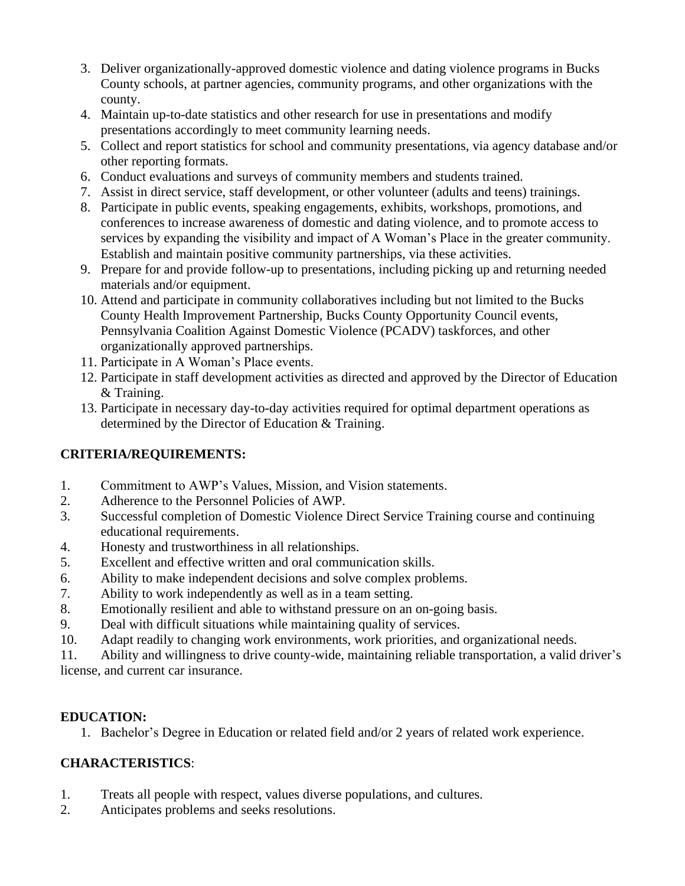3. Deliver organizationally-approved domestic violence and dating violence programs in Bucks County schools, at partner agencies, community programs, and other organizations with the county.
4. Maintain up-to-date statistics and other research for use in presentations and modify presentations accordingly to meet community learning needs.
5. Collect and report statistics for school and community presentations, via agency database and/or other reporting formats.
6. Conduct evaluations and surveys of community members and students trained.
7. Assist in direct service, staff development, or other volunteer (adults and teens) trainings.
8. Participate in public events, speaking engagements, exhibits, workshops, promotions, and conferences to increase awareness of domestic and dating violence, and to promote access to services by expanding the visibility and impact of A Woman's Place in the greater community. Establish and maintain positive community partnerships, via these activities.
9. Prepare for and provide follow-up to presentations, including picking up and returning needed materials and/or equipment.
10. Attend and participate in community collaboratives including but not limited to the Bucks County Health Improvement Partnership, Bucks County Opportunity Council events, Pennsylvania Coalition Against Domestic Violence (PCADV) taskforces, and other organizationally approved partnerships.
11. Participate in A Woman's Place events.
12. Participate in staff development activities as directed and approved by the Director of Education & Training.
13. Participate in necessary day-to-day activities required for optimal department operations as determined by the Director of Education & Training.

**CRITERIA/REQUIREMENTS:**

1. Commitment to AWP's Values, Mission, and Vision statements.
2. Adherence to the Personnel Policies of AWP.
3. Successful completion of Domestic Violence Direct Service Training course and continuing educational requirements.
4. Honesty and trustworthiness in all relationships.
5. Excellent and effective written and oral communication skills.
6. Ability to make independent decisions and solve complex problems.
7. Ability to work independently as well as in a team setting.
8. Emotionally resilient and able to withstand pressure on an on-going basis.
9. Deal with difficult situations while maintaining quality of services.
10. Adapt readily to changing work environments, work priorities, and organizational needs.
11. Ability and willingness to drive county-wide, maintaining reliable transportation, a valid driver's license, and current car insurance.

**EDUCATION:**

1. Bachelor's Degree in Education or related field and/or 2 years of related work experience.

**CHARACTERISTICS**:

1. Treats all people with respect, values diverse populations, and cultures.
2. Anticipates problems and seeks resolutions.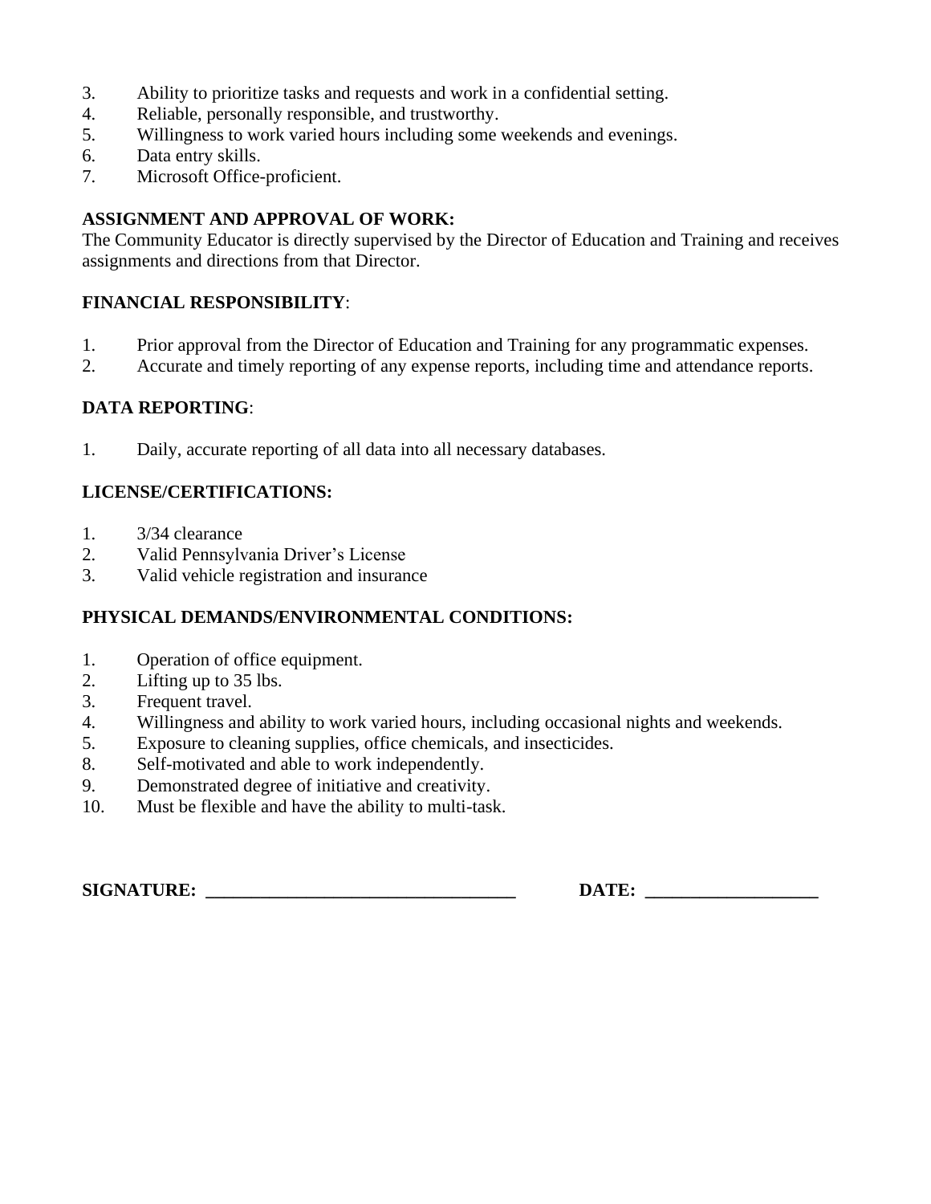3. Ability to prioritize tasks and requests and work in a confidential setting.
4. Reliable, personally responsible, and trustworthy.
5. Willingness to work varied hours including some weekends and evenings.
6. Data entry skills.
7. Microsoft Office-proficient.

**ASSIGNMENT AND APPROVAL OF WORK:**
The Community Educator is directly supervised by the Director of Education and Training and receives assignments and directions from that Director.

**FINANCIAL RESPONSIBILITY**:

1. Prior approval from the Director of Education and Training for any programmatic expenses.
2. Accurate and timely reporting of any expense reports, including time and attendance reports.

**DATA REPORTING**:

1. Daily, accurate reporting of all data into all necessary databases.

**LICENSE/CERTIFICATIONS:**

1. 3/34 clearance
2. Valid Pennsylvania Driver's License
3. Valid vehicle registration and insurance

**PHYSICAL DEMANDS/ENVIRONMENTAL CONDITIONS:**

1. Operation of office equipment.
2. Lifting up to 35 lbs.
3. Frequent travel.
4. Willingness and ability to work varied hours, including occasional nights and weekends.
5. Exposure to cleaning supplies, office chemicals, and insecticides.
8. Self-motivated and able to work independently.
9. Demonstrated degree of initiative and creativity.
10. Must be flexible and have the ability to multi-task.

**SIGNATURE: ________________________________** **DATE: __________________**